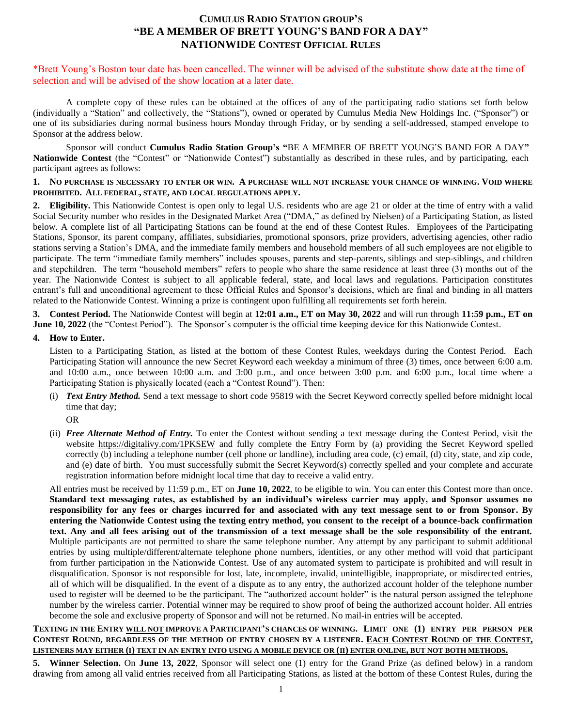# CUMULUS RADIO STATION GROUP'S "BE A MEMBER OF BRETT YOUNG'S BAND FOR A DAY" NATIONWIDE CONTEST OFFICIAL RULES

*Brett Young's Boston tour date has been cancelled. The winner will be advised of the substitute show date at the time of selection and will be advised of the show location at a later date.

A complete copy of these rules can be obtained at the offices of any of the participating radio stations set forth below (individually a "Station" and collectively, the "Stations"), owned or operated by Cumulus Media New Holdings Inc. ("Sponsor") or one of its subsidiaries during normal business hours Monday through Friday, or by sending a self-addressed, stamped envelope to Sponsor at the address below.

Sponsor will conduct **Cumulus Radio Station Group's "**BE A MEMBER OF BRETT YOUNG'S BAND FOR A DAY**" Nationwide Contest** (the "Contest" or "Nationwide Contest") substantially as described in these rules, and by participating, each participant agrees as follows:

**1. NO PURCHASE IS NECESSARY TO ENTER OR WIN. A PURCHASE WILL NOT INCREASE YOUR CHANCE OF WINNING. VOID WHERE PROHIBITED. ALL FEDERAL, STATE, AND LOCAL REGULATIONS APPLY.**

**2. Eligibility.** This Nationwide Contest is open only to legal U.S. residents who are age 21 or older at the time of entry with a valid Social Security number who resides in the Designated Market Area ("DMA," as defined by Nielsen) of a Participating Station, as listed below. A complete list of all Participating Stations can be found at the end of these Contest Rules. Employees of the Participating Stations, Sponsor, its parent company, affiliates, subsidiaries, promotional sponsors, prize providers, advertising agencies, other radio stations serving a Station's DMA, and the immediate family members and household members of all such employees are not eligible to participate. The term "immediate family members" includes spouses, parents and step-parents, siblings and step-siblings, and children and stepchildren. The term "household members" refers to people who share the same residence at least three (3) months out of the year. The Nationwide Contest is subject to all applicable federal, state, and local laws and regulations. Participation constitutes entrant's full and unconditional agreement to these Official Rules and Sponsor's decisions, which are final and binding in all matters related to the Nationwide Contest. Winning a prize is contingent upon fulfilling all requirements set forth herein.

**3. Contest Period.** The Nationwide Contest will begin at **12:01 a.m., ET on May 30, 2022** and will run through **11:59 p.m., ET on June 10, 2022** (the "Contest Period"). The Sponsor's computer is the official time keeping device for this Nationwide Contest.

**4. How to Enter.**

Listen to a Participating Station, as listed at the bottom of these Contest Rules, weekdays during the Contest Period. Each Participating Station will announce the new Secret Keyword each weekday a minimum of three (3) times, once between 6:00 a.m. and 10:00 a.m., once between 10:00 a.m. and 3:00 p.m., and once between 3:00 p.m. and 6:00 p.m., local time where a Participating Station is physically located (each a "Contest Round"). Then:

(i) ***Text Entry Method.*** Send a text message to short code 95819 with the Secret Keyword correctly spelled before midnight local time that day;

OR

(ii) ***Free Alternate Method of Entry.*** To enter the Contest without sending a text message during the Contest Period, visit the website https://digitalivy.com/1PKSEW and fully complete the Entry Form by (a) providing the Secret Keyword spelled correctly (b) including a telephone number (cell phone or landline), including area code, (c) email, (d) city, state, and zip code, and (e) date of birth. You must successfully submit the Secret Keyword(s) correctly spelled and your complete and accurate registration information before midnight local time that day to receive a valid entry.

All entries must be received by 11:59 p.m., ET on **June 10, 2022**, to be eligible to win. You can enter this Contest more than once. **Standard text messaging rates, as established by an individual's wireless carrier may apply, and Sponsor assumes no responsibility for any fees or charges incurred for and associated with any text message sent to or from Sponsor. By entering the Nationwide Contest using the texting entry method, you consent to the receipt of a bounce-back confirmation text. Any and all fees arising out of the transmission of a text message shall be the sole responsibility of the entrant.** Multiple participants are not permitted to share the same telephone number. Any attempt by any participant to submit additional entries by using multiple/different/alternate telephone phone numbers, identities, or any other method will void that participant from further participation in the Nationwide Contest. Use of any automated system to participate is prohibited and will result in disqualification. Sponsor is not responsible for lost, late, incomplete, invalid, unintelligible, inappropriate, or misdirected entries, all of which will be disqualified. In the event of a dispute as to any entry, the authorized account holder of the telephone number used to register will be deemed to be the participant. The "authorized account holder" is the natural person assigned the telephone number by the wireless carrier. Potential winner may be required to show proof of being the authorized account holder. All entries become the sole and exclusive property of Sponsor and will not be returned. No mail-in entries will be accepted.

**TEXTING IN THE ENTRY <u>WILL NOT</u> IMPROVE A PARTICIPANT'S CHANCES OF WINNING. LIMIT ONE (1) ENTRY PER PERSON PER CONTEST ROUND, REGARDLESS OF THE METHOD OF ENTRY CHOSEN BY A LISTENER. <u>EACH CONTEST ROUND OF THE CONTEST, LISTENERS MAY EITHER (I) TEXT IN AN ENTRY INTO USING A MOBILE DEVICE OR (II) ENTER ONLINE, BUT NOT BOTH METHODS.</u>**

**5. Winner Selection.** On **June 13, 2022**, Sponsor will select one (1) entry for the Grand Prize (as defined below) in a random drawing from among all valid entries received from all Participating Stations, as listed at the bottom of these Contest Rules, during the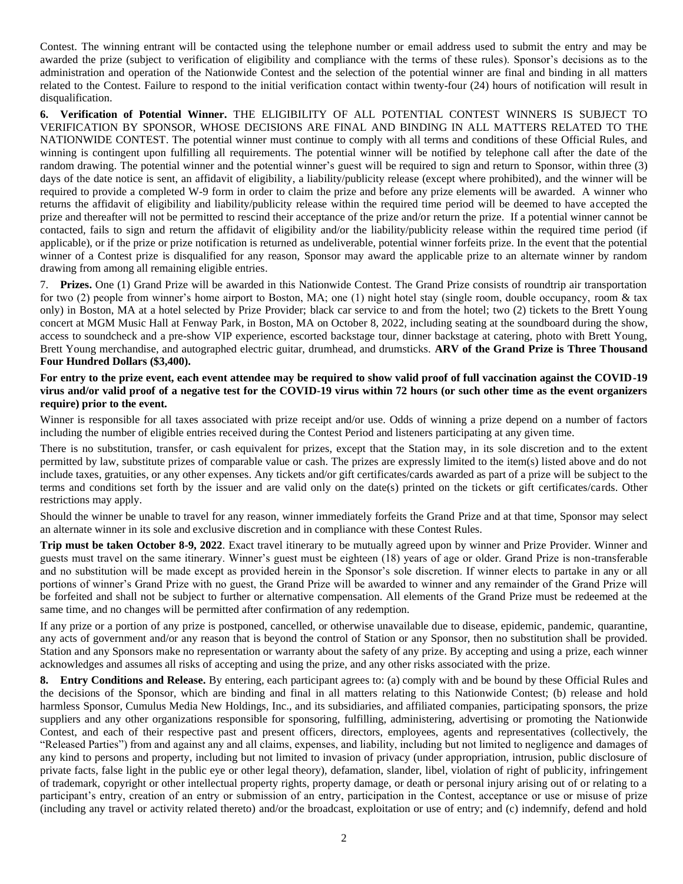Contest. The winning entrant will be contacted using the telephone number or email address used to submit the entry and may be awarded the prize (subject to verification of eligibility and compliance with the terms of these rules). Sponsor's decisions as to the administration and operation of the Nationwide Contest and the selection of the potential winner are final and binding in all matters related to the Contest. Failure to respond to the initial verification contact within twenty-four (24) hours of notification will result in disqualification.

**6. Verification of Potential Winner.** THE ELIGIBILITY OF ALL POTENTIAL CONTEST WINNERS IS SUBJECT TO VERIFICATION BY SPONSOR, WHOSE DECISIONS ARE FINAL AND BINDING IN ALL MATTERS RELATED TO THE NATIONWIDE CONTEST. The potential winner must continue to comply with all terms and conditions of these Official Rules, and winning is contingent upon fulfilling all requirements. The potential winner will be notified by telephone call after the date of the random drawing. The potential winner and the potential winner's guest will be required to sign and return to Sponsor, within three (3) days of the date notice is sent, an affidavit of eligibility, a liability/publicity release (except where prohibited), and the winner will be required to provide a completed W-9 form in order to claim the prize and before any prize elements will be awarded. A winner who returns the affidavit of eligibility and liability/publicity release within the required time period will be deemed to have accepted the prize and thereafter will not be permitted to rescind their acceptance of the prize and/or return the prize. If a potential winner cannot be contacted, fails to sign and return the affidavit of eligibility and/or the liability/publicity release within the required time period (if applicable), or if the prize or prize notification is returned as undeliverable, potential winner forfeits prize. In the event that the potential winner of a Contest prize is disqualified for any reason, Sponsor may award the applicable prize to an alternate winner by random drawing from among all remaining eligible entries.

7. **Prizes.** One (1) Grand Prize will be awarded in this Nationwide Contest. The Grand Prize consists of roundtrip air transportation for two (2) people from winner's home airport to Boston, MA; one (1) night hotel stay (single room, double occupancy, room & tax only) in Boston, MA at a hotel selected by Prize Provider; black car service to and from the hotel; two (2) tickets to the Brett Young concert at MGM Music Hall at Fenway Park, in Boston, MA on October 8, 2022, including seating at the soundboard during the show, access to soundcheck and a pre-show VIP experience, escorted backstage tour, dinner backstage at catering, photo with Brett Young, Brett Young merchandise, and autographed electric guitar, drumhead, and drumsticks. **ARV of the Grand Prize is Three Thousand Four Hundred Dollars ($3,400).**

**For entry to the prize event, each event attendee may be required to show valid proof of full vaccination against the COVID-19 virus and/or valid proof of a negative test for the COVID-19 virus within 72 hours (or such other time as the event organizers require) prior to the event.**

Winner is responsible for all taxes associated with prize receipt and/or use. Odds of winning a prize depend on a number of factors including the number of eligible entries received during the Contest Period and listeners participating at any given time.

There is no substitution, transfer, or cash equivalent for prizes, except that the Station may, in its sole discretion and to the extent permitted by law, substitute prizes of comparable value or cash. The prizes are expressly limited to the item(s) listed above and do not include taxes, gratuities, or any other expenses. Any tickets and/or gift certificates/cards awarded as part of a prize will be subject to the terms and conditions set forth by the issuer and are valid only on the date(s) printed on the tickets or gift certificates/cards. Other restrictions may apply.

Should the winner be unable to travel for any reason, winner immediately forfeits the Grand Prize and at that time, Sponsor may select an alternate winner in its sole and exclusive discretion and in compliance with these Contest Rules.

**Trip must be taken October 8-9, 2022**. Exact travel itinerary to be mutually agreed upon by winner and Prize Provider. Winner and guests must travel on the same itinerary. Winner's guest must be eighteen (18) years of age or older. Grand Prize is non-transferable and no substitution will be made except as provided herein in the Sponsor's sole discretion. If winner elects to partake in any or all portions of winner's Grand Prize with no guest, the Grand Prize will be awarded to winner and any remainder of the Grand Prize will be forfeited and shall not be subject to further or alternative compensation. All elements of the Grand Prize must be redeemed at the same time, and no changes will be permitted after confirmation of any redemption.

If any prize or a portion of any prize is postponed, cancelled, or otherwise unavailable due to disease, epidemic, pandemic, quarantine, any acts of government and/or any reason that is beyond the control of Station or any Sponsor, then no substitution shall be provided. Station and any Sponsors make no representation or warranty about the safety of any prize. By accepting and using a prize, each winner acknowledges and assumes all risks of accepting and using the prize, and any other risks associated with the prize.

**8. Entry Conditions and Release.** By entering, each participant agrees to: (a) comply with and be bound by these Official Rules and the decisions of the Sponsor, which are binding and final in all matters relating to this Nationwide Contest; (b) release and hold harmless Sponsor, Cumulus Media New Holdings, Inc., and its subsidiaries, and affiliated companies, participating sponsors, the prize suppliers and any other organizations responsible for sponsoring, fulfilling, administering, advertising or promoting the Nationwide Contest, and each of their respective past and present officers, directors, employees, agents and representatives (collectively, the "Released Parties") from and against any and all claims, expenses, and liability, including but not limited to negligence and damages of any kind to persons and property, including but not limited to invasion of privacy (under appropriation, intrusion, public disclosure of private facts, false light in the public eye or other legal theory), defamation, slander, libel, violation of right of publicity, infringement of trademark, copyright or other intellectual property rights, property damage, or death or personal injury arising out of or relating to a participant's entry, creation of an entry or submission of an entry, participation in the Contest, acceptance or use or misuse of prize (including any travel or activity related thereto) and/or the broadcast, exploitation or use of entry; and (c) indemnify, defend and hold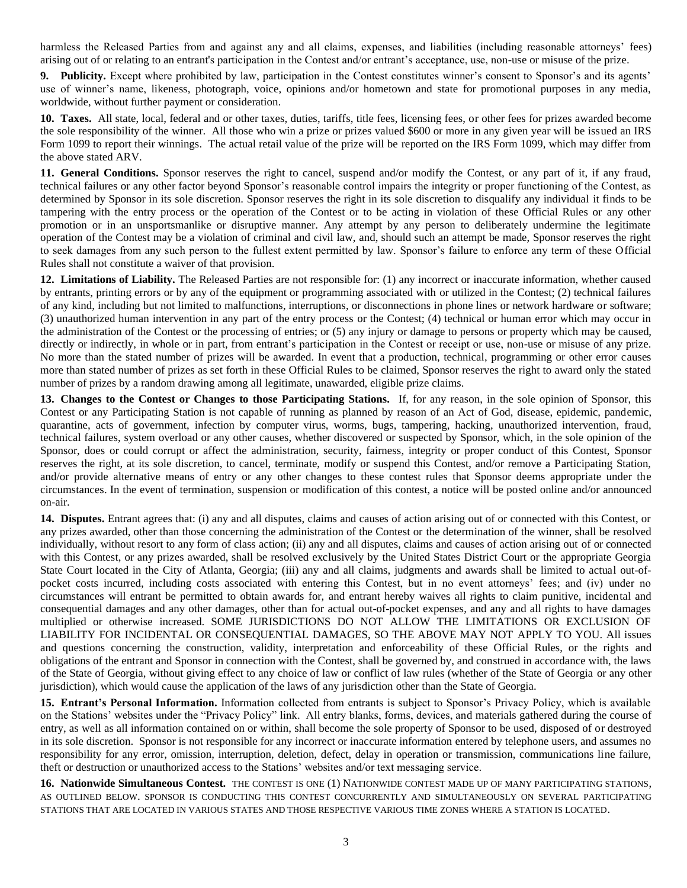harmless the Released Parties from and against any and all claims, expenses, and liabilities (including reasonable attorneys' fees) arising out of or relating to an entrant's participation in the Contest and/or entrant's acceptance, use, non-use or misuse of the prize.

**9. Publicity.** Except where prohibited by law, participation in the Contest constitutes winner's consent to Sponsor's and its agents' use of winner's name, likeness, photograph, voice, opinions and/or hometown and state for promotional purposes in any media, worldwide, without further payment or consideration.

**10. Taxes.** All state, local, federal and or other taxes, duties, tariffs, title fees, licensing fees, or other fees for prizes awarded become the sole responsibility of the winner. All those who win a prize or prizes valued $600 or more in any given year will be issued an IRS Form 1099 to report their winnings. The actual retail value of the prize will be reported on the IRS Form 1099, which may differ from the above stated ARV.

**11. General Conditions.** Sponsor reserves the right to cancel, suspend and/or modify the Contest, or any part of it, if any fraud, technical failures or any other factor beyond Sponsor's reasonable control impairs the integrity or proper functioning of the Contest, as determined by Sponsor in its sole discretion. Sponsor reserves the right in its sole discretion to disqualify any individual it finds to be tampering with the entry process or the operation of the Contest or to be acting in violation of these Official Rules or any other promotion or in an unsportsmanlike or disruptive manner. Any attempt by any person to deliberately undermine the legitimate operation of the Contest may be a violation of criminal and civil law, and, should such an attempt be made, Sponsor reserves the right to seek damages from any such person to the fullest extent permitted by law. Sponsor's failure to enforce any term of these Official Rules shall not constitute a waiver of that provision.

**12. Limitations of Liability.** The Released Parties are not responsible for: (1) any incorrect or inaccurate information, whether caused by entrants, printing errors or by any of the equipment or programming associated with or utilized in the Contest; (2) technical failures of any kind, including but not limited to malfunctions, interruptions, or disconnections in phone lines or network hardware or software; (3) unauthorized human intervention in any part of the entry process or the Contest; (4) technical or human error which may occur in the administration of the Contest or the processing of entries; or (5) any injury or damage to persons or property which may be caused, directly or indirectly, in whole or in part, from entrant's participation in the Contest or receipt or use, non-use or misuse of any prize. No more than the stated number of prizes will be awarded. In event that a production, technical, programming or other error causes more than stated number of prizes as set forth in these Official Rules to be claimed, Sponsor reserves the right to award only the stated number of prizes by a random drawing among all legitimate, unawarded, eligible prize claims.

**13. Changes to the Contest or Changes to those Participating Stations.** If, for any reason, in the sole opinion of Sponsor, this Contest or any Participating Station is not capable of running as planned by reason of an Act of God, disease, epidemic, pandemic, quarantine, acts of government, infection by computer virus, worms, bugs, tampering, hacking, unauthorized intervention, fraud, technical failures, system overload or any other causes, whether discovered or suspected by Sponsor, which, in the sole opinion of the Sponsor, does or could corrupt or affect the administration, security, fairness, integrity or proper conduct of this Contest, Sponsor reserves the right, at its sole discretion, to cancel, terminate, modify or suspend this Contest, and/or remove a Participating Station, and/or provide alternative means of entry or any other changes to these contest rules that Sponsor deems appropriate under the circumstances. In the event of termination, suspension or modification of this contest, a notice will be posted online and/or announced on-air.

**14. Disputes.** Entrant agrees that: (i) any and all disputes, claims and causes of action arising out of or connected with this Contest, or any prizes awarded, other than those concerning the administration of the Contest or the determination of the winner, shall be resolved individually, without resort to any form of class action; (ii) any and all disputes, claims and causes of action arising out of or connected with this Contest, or any prizes awarded, shall be resolved exclusively by the United States District Court or the appropriate Georgia State Court located in the City of Atlanta, Georgia; (iii) any and all claims, judgments and awards shall be limited to actual out-of-pocket costs incurred, including costs associated with entering this Contest, but in no event attorneys' fees; and (iv) under no circumstances will entrant be permitted to obtain awards for, and entrant hereby waives all rights to claim punitive, incidental and consequential damages and any other damages, other than for actual out-of-pocket expenses, and any and all rights to have damages multiplied or otherwise increased. SOME JURISDICTIONS DO NOT ALLOW THE LIMITATIONS OR EXCLUSION OF LIABILITY FOR INCIDENTAL OR CONSEQUENTIAL DAMAGES, SO THE ABOVE MAY NOT APPLY TO YOU. All issues and questions concerning the construction, validity, interpretation and enforceability of these Official Rules, or the rights and obligations of the entrant and Sponsor in connection with the Contest, shall be governed by, and construed in accordance with, the laws of the State of Georgia, without giving effect to any choice of law or conflict of law rules (whether of the State of Georgia or any other jurisdiction), which would cause the application of the laws of any jurisdiction other than the State of Georgia.

**15. Entrant's Personal Information.** Information collected from entrants is subject to Sponsor's Privacy Policy, which is available on the Stations' websites under the "Privacy Policy" link. All entry blanks, forms, devices, and materials gathered during the course of entry, as well as all information contained on or within, shall become the sole property of Sponsor to be used, disposed of or destroyed in its sole discretion. Sponsor is not responsible for any incorrect or inaccurate information entered by telephone users, and assumes no responsibility for any error, omission, interruption, deletion, defect, delay in operation or transmission, communications line failure, theft or destruction or unauthorized access to the Stations' websites and/or text messaging service.

**16. Nationwide Simultaneous Contest.** THE CONTEST IS ONE (1) NATIONWIDE CONTEST MADE UP OF MANY PARTICIPATING STATIONS, AS OUTLINED BELOW. SPONSOR IS CONDUCTING THIS CONTEST CONCURRENTLY AND SIMULTANEOUSLY ON SEVERAL PARTICIPATING STATIONS THAT ARE LOCATED IN VARIOUS STATES AND THOSE RESPECTIVE VARIOUS TIME ZONES WHERE A STATION IS LOCATED.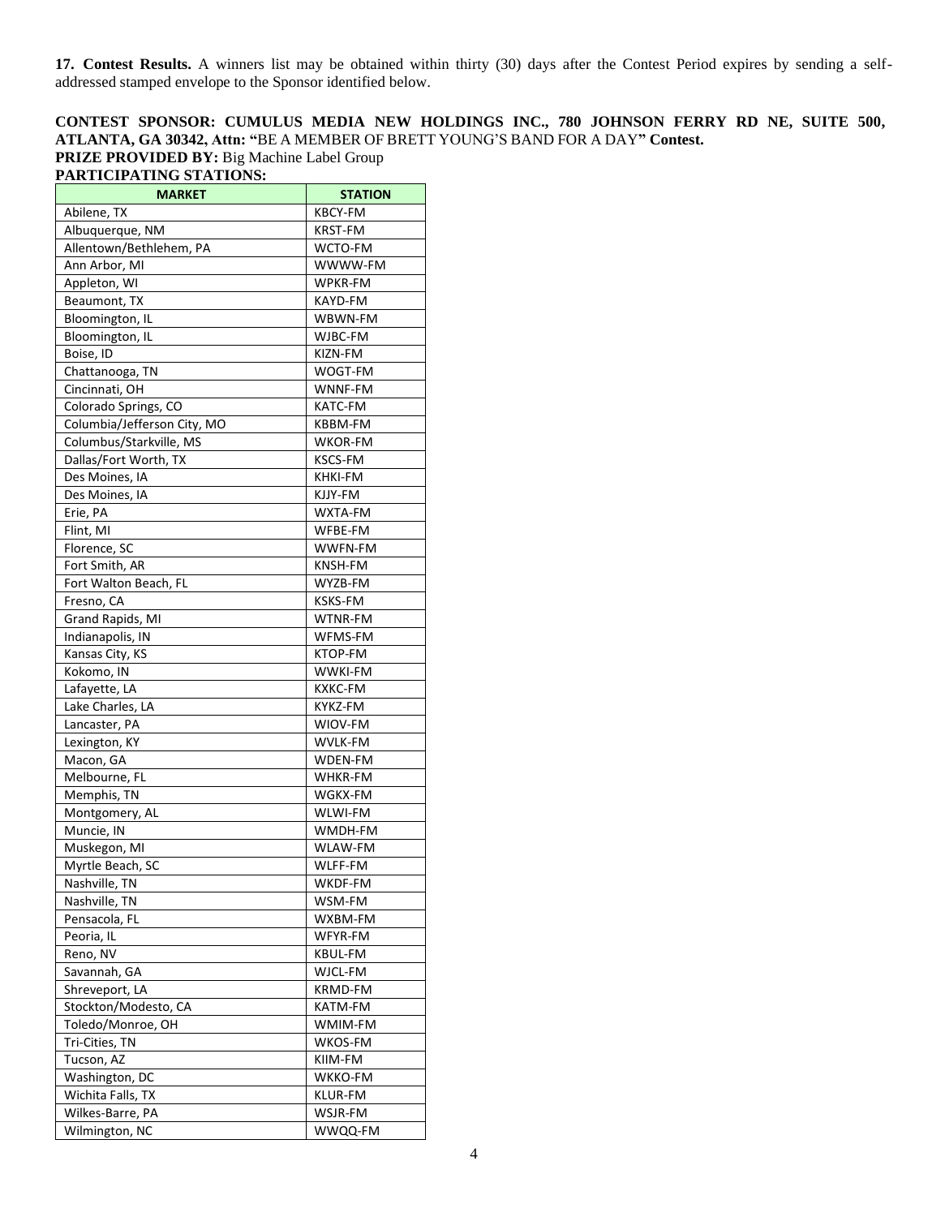**17. Contest Results.** A winners list may be obtained within thirty (30) days after the Contest Period expires by sending a self-addressed stamped envelope to the Sponsor identified below.

**CONTEST SPONSOR: CUMULUS MEDIA NEW HOLDINGS INC., 780 JOHNSON FERRY RD NE, SUITE 500, ATLANTA, GA 30342, Attn: "**BE A MEMBER OF BRETT YOUNG'S BAND FOR A DAY**" Contest.**
**PRIZE PROVIDED BY:** Big Machine Label Group
**PARTICIPATING STATIONS:**

| MARKET | STATION |
|---|---|
| Abilene, TX | KBCY-FM |
| Albuquerque, NM | KRST-FM |
| Allentown/Bethlehem, PA | WCTO-FM |
| Ann Arbor, MI | WWWW-FM |
| Appleton, WI | WPKR-FM |
| Beaumont, TX | KAYD-FM |
| Bloomington, IL | WBWN-FM |
| Bloomington, IL | WJBC-FM |
| Boise, ID | KIZN-FM |
| Chattanooga, TN | WOGT-FM |
| Cincinnati, OH | WNNF-FM |
| Colorado Springs, CO | KATC-FM |
| Columbia/Jefferson City, MO | KBBM-FM |
| Columbus/Starkville, MS | WKOR-FM |
| Dallas/Fort Worth, TX | KSCS-FM |
| Des Moines, IA | KHKI-FM |
| Des Moines, IA | KJJY-FM |
| Erie, PA | WXTA-FM |
| Flint, MI | WFBE-FM |
| Florence, SC | WWFN-FM |
| Fort Smith, AR | KNSH-FM |
| Fort Walton Beach, FL | WYZB-FM |
| Fresno, CA | KSKS-FM |
| Grand Rapids, MI | WTNR-FM |
| Indianapolis, IN | WFMS-FM |
| Kansas City, KS | KTOP-FM |
| Kokomo, IN | WWKI-FM |
| Lafayette, LA | KXKC-FM |
| Lake Charles, LA | KYKZ-FM |
| Lancaster, PA | WIOV-FM |
| Lexington, KY | WVLK-FM |
| Macon, GA | WDEN-FM |
| Melbourne, FL | WHKR-FM |
| Memphis, TN | WGKX-FM |
| Montgomery, AL | WLWI-FM |
| Muncie, IN | WMDH-FM |
| Muskegon, MI | WLAW-FM |
| Myrtle Beach, SC | WLFF-FM |
| Nashville, TN | WKDF-FM |
| Nashville, TN | WSM-FM |
| Pensacola, FL | WXBM-FM |
| Peoria, IL | WFYR-FM |
| Reno, NV | KBUL-FM |
| Savannah, GA | WJCL-FM |
| Shreveport, LA | KRMD-FM |
| Stockton/Modesto, CA | KATM-FM |
| Toledo/Monroe, OH | WMIM-FM |
| Tri-Cities, TN | WKOS-FM |
| Tucson, AZ | KIIM-FM |
| Washington, DC | WKKO-FM |
| Wichita Falls, TX | KLUR-FM |
| Wilkes-Barre, PA | WSJR-FM |
| Wilmington, NC | WWQQ-FM |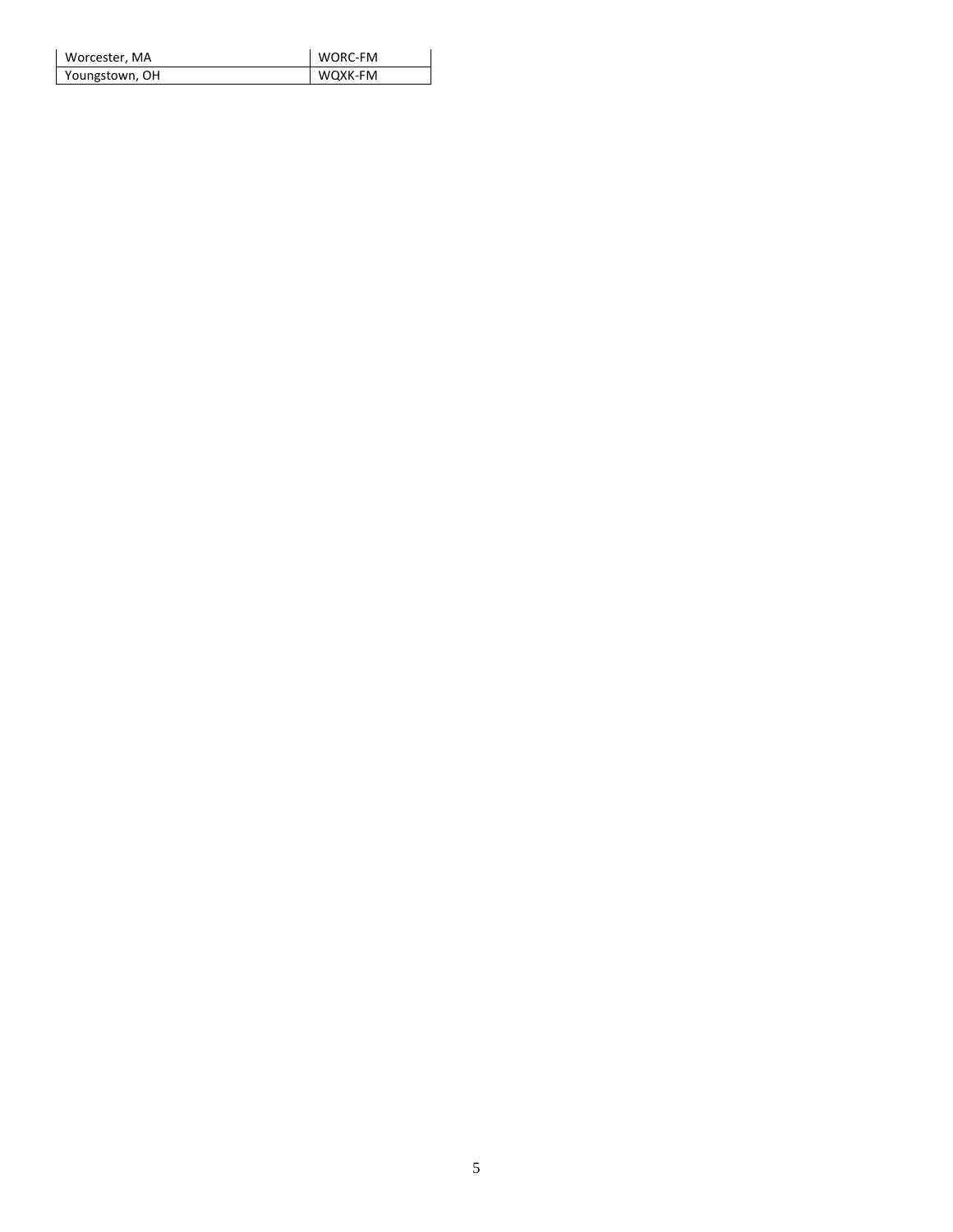| | |
|---|---|
| Worcester, MA | WORC-FM |
| Youngstown, OH | WQXK-FM |